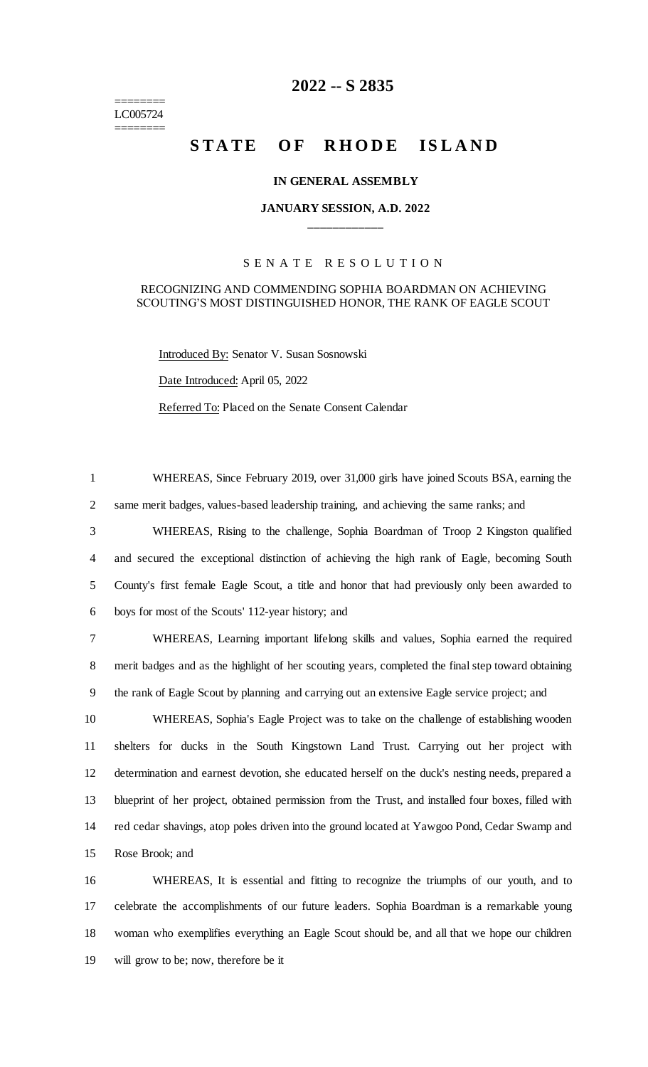========
LC005724
========

# 2022 -- S 2835

# STATE OF RHODE ISLAND

### IN GENERAL ASSEMBLY

### JANUARY SESSION, A.D. 2022

____________

S E N A T E   R E S O L U T I O N

RECOGNIZING AND COMMENDING SOPHIA BOARDMAN ON ACHIEVING SCOUTING'S MOST DISTINGUISHED HONOR, THE RANK OF EAGLE SCOUT

Introduced By: Senator V. Susan Sosnowski

Date Introduced: April 05, 2022

Referred To: Placed on the Senate Consent Calendar

1 WHEREAS, Since February 2019, over 31,000 girls have joined Scouts BSA, earning the
2 same merit badges, values-based leadership training, and achieving the same ranks; and

3 WHEREAS, Rising to the challenge, Sophia Boardman of Troop 2 Kingston qualified
4 and secured the exceptional distinction of achieving the high rank of Eagle, becoming South
5 County's first female Eagle Scout, a title and honor that had previously only been awarded to
6 boys for most of the Scouts' 112-year history; and

7 WHEREAS, Learning important lifelong skills and values, Sophia earned the required
8 merit badges and as the highlight of her scouting years, completed the final step toward obtaining
9 the rank of Eagle Scout by planning and carrying out an extensive Eagle service project; and

10 WHEREAS, Sophia's Eagle Project was to take on the challenge of establishing wooden
11 shelters for ducks in the South Kingstown Land Trust. Carrying out her project with
12 determination and earnest devotion, she educated herself on the duck's nesting needs, prepared a
13 blueprint of her project, obtained permission from the Trust, and installed four boxes, filled with
14 red cedar shavings, atop poles driven into the ground located at Yawgoo Pond, Cedar Swamp and
15 Rose Brook; and

16 WHEREAS, It is essential and fitting to recognize the triumphs of our youth, and to
17 celebrate the accomplishments of our future leaders. Sophia Boardman is a remarkable young
18 woman who exemplifies everything an Eagle Scout should be, and all that we hope our children
19 will grow to be; now, therefore be it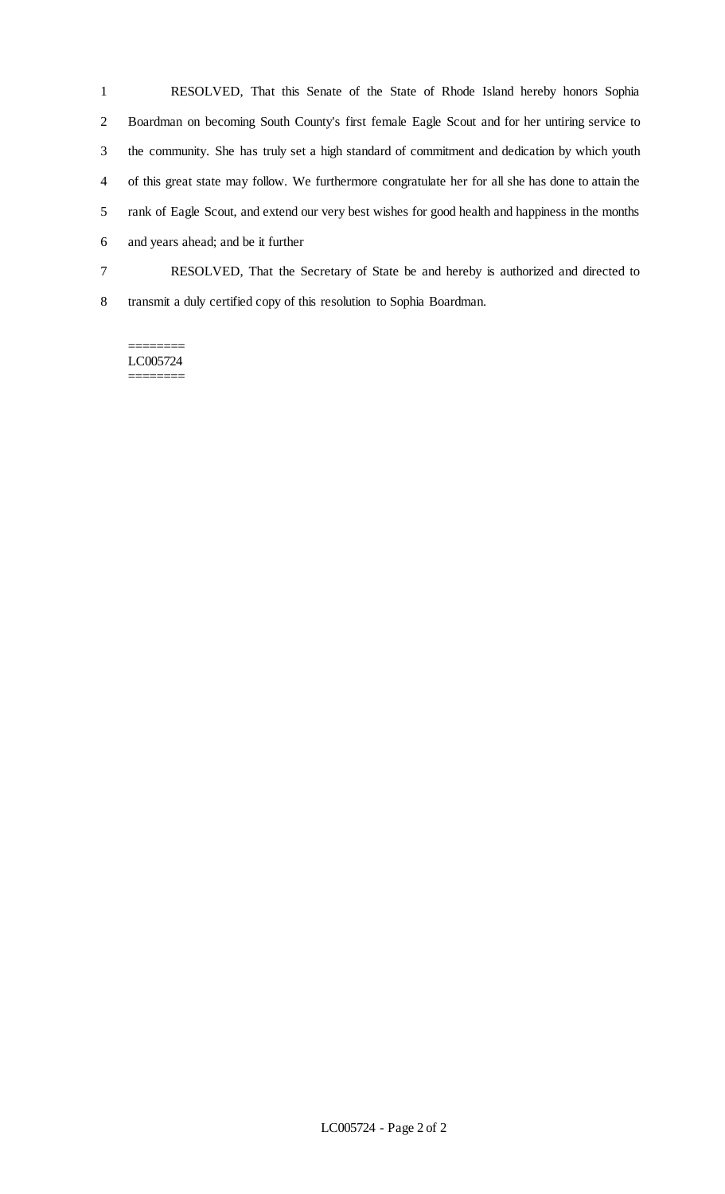RESOLVED, That this Senate of the State of Rhode Island hereby honors Sophia Boardman on becoming South County's first female Eagle Scout and for her untiring service to the community. She has truly set a high standard of commitment and dedication by which youth of this great state may follow. We furthermore congratulate her for all she has done to attain the rank of Eagle Scout, and extend our very best wishes for good health and happiness in the months and years ahead; and be it further

RESOLVED, That the Secretary of State be and hereby is authorized and directed to transmit a duly certified copy of this resolution to Sophia Boardman.

========
LC005724
========